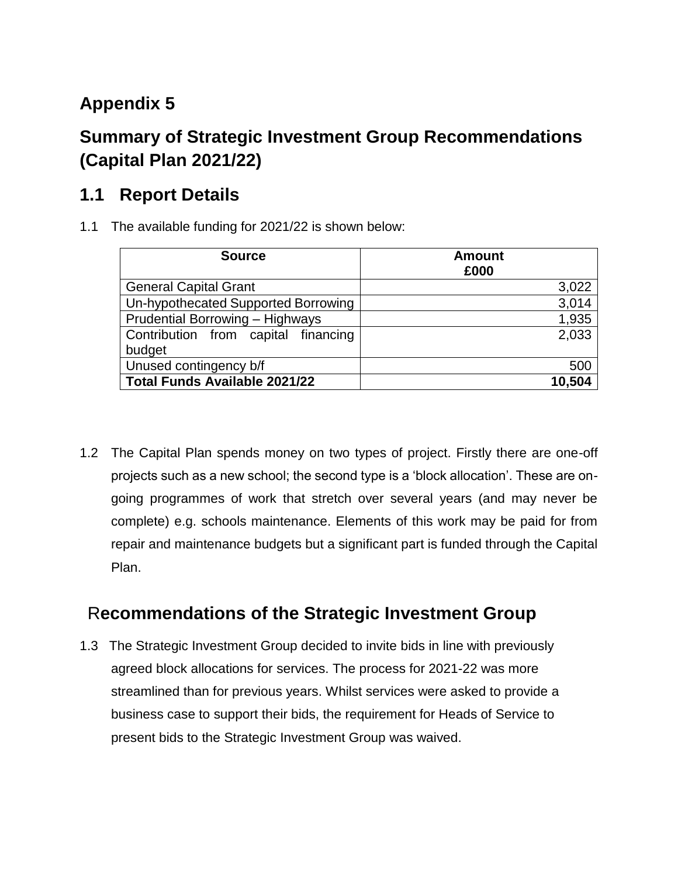## Appendix 5

## Summary of Strategic Investment Group Recommendations (Capital Plan 2021/22)

## 1.1 Report Details

1.1 The available funding for 2021/22 is shown below:

| Source | Amount £000 |
|---|---:|
| General Capital Grant | 3,022 |
| Un-hypothecated Supported Borrowing | 3,014 |
| Prudential Borrowing – Highways | 1,935 |
| Contribution from capital financing budget | 2,033 |
| Unused contingency b/f | 500 |
| **Total Funds Available 2021/22** | **10,504** |

1.2 The Capital Plan spends money on two types of project. Firstly there are one-off projects such as a new school; the second type is a 'block allocation'. These are on-going programmes of work that stretch over several years (and may never be complete) e.g. schools maintenance. Elements of this work may be paid for from repair and maintenance budgets but a significant part is funded through the Capital Plan.

## Recommendations of the Strategic Investment Group

1.3 The Strategic Investment Group decided to invite bids in line with previously agreed block allocations for services. The process for 2021-22 was more streamlined than for previous years. Whilst services were asked to provide a business case to support their bids, the requirement for Heads of Service to present bids to the Strategic Investment Group was waived.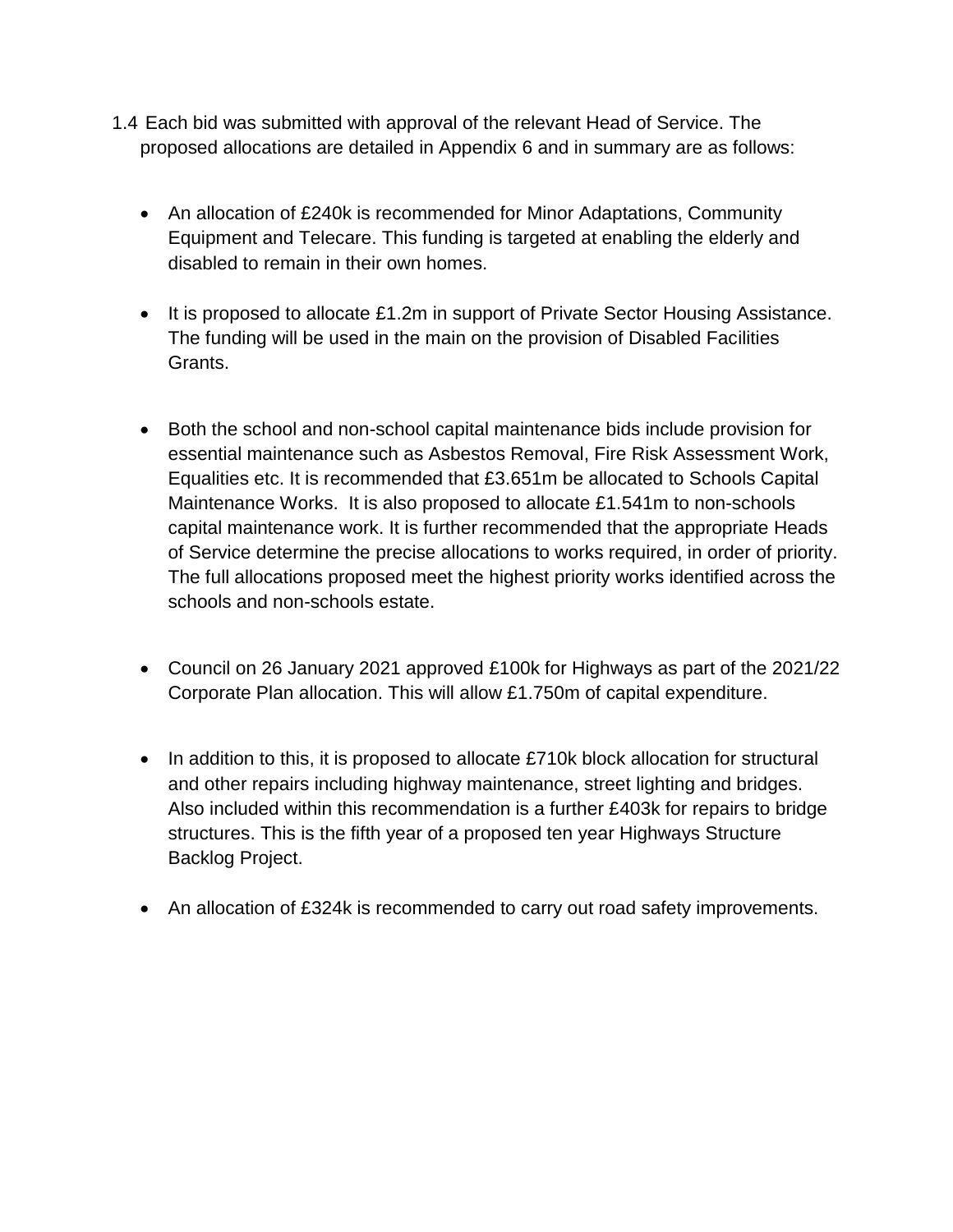1.4 Each bid was submitted with approval of the relevant Head of Service. The proposed allocations are detailed in Appendix 6 and in summary are as follows:

- An allocation of £240k is recommended for Minor Adaptations, Community Equipment and Telecare. This funding is targeted at enabling the elderly and disabled to remain in their own homes.

- It is proposed to allocate £1.2m in support of Private Sector Housing Assistance. The funding will be used in the main on the provision of Disabled Facilities Grants.

- Both the school and non-school capital maintenance bids include provision for essential maintenance such as Asbestos Removal, Fire Risk Assessment Work, Equalities etc. It is recommended that £3.651m be allocated to Schools Capital Maintenance Works. It is also proposed to allocate £1.541m to non-schools capital maintenance work. It is further recommended that the appropriate Heads of Service determine the precise allocations to works required, in order of priority. The full allocations proposed meet the highest priority works identified across the schools and non-schools estate.

- Council on 26 January 2021 approved £100k for Highways as part of the 2021/22 Corporate Plan allocation. This will allow £1.750m of capital expenditure.

- In addition to this, it is proposed to allocate £710k block allocation for structural and other repairs including highway maintenance, street lighting and bridges. Also included within this recommendation is a further £403k for repairs to bridge structures. This is the fifth year of a proposed ten year Highways Structure Backlog Project.

- An allocation of £324k is recommended to carry out road safety improvements.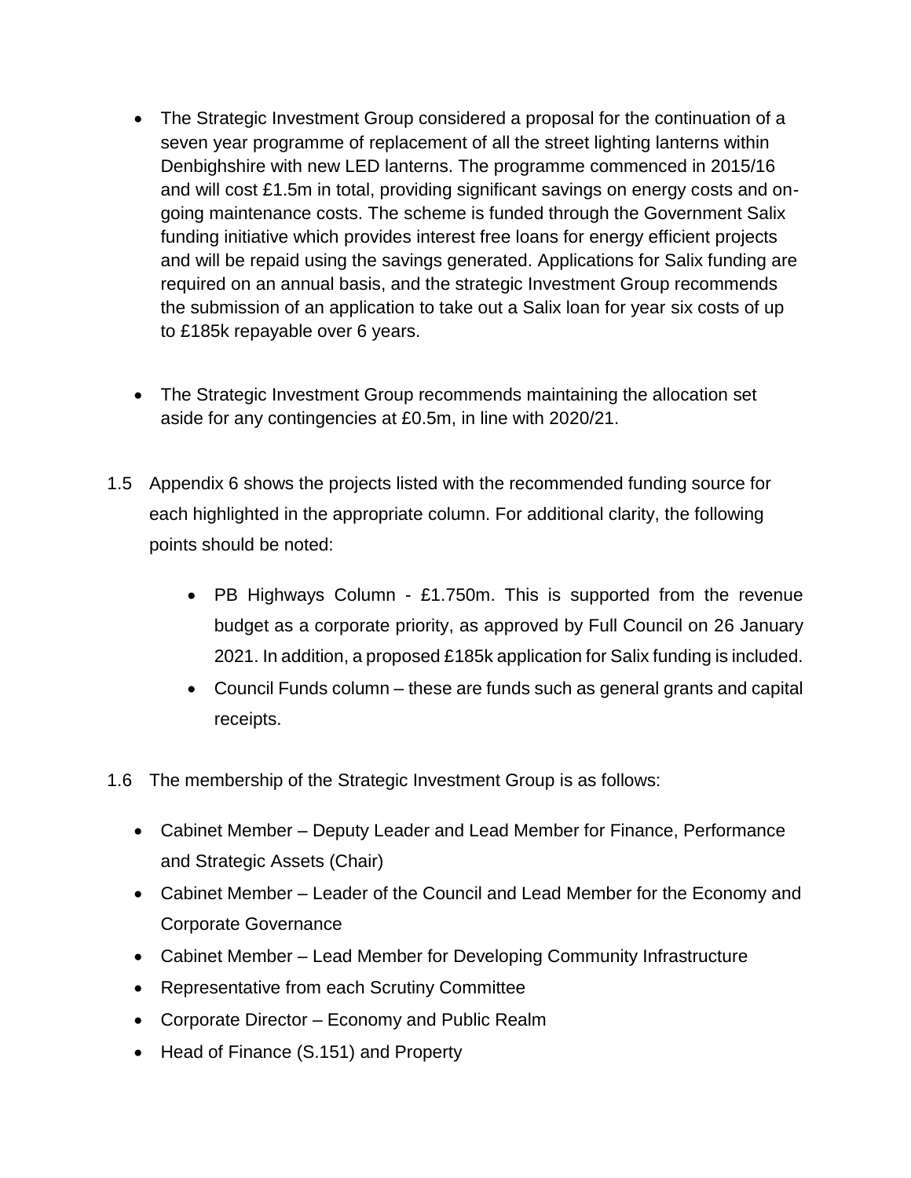- The Strategic Investment Group considered a proposal for the continuation of a seven year programme of replacement of all the street lighting lanterns within Denbighshire with new LED lanterns. The programme commenced in 2015/16 and will cost £1.5m in total, providing significant savings on energy costs and on-going maintenance costs. The scheme is funded through the Government Salix funding initiative which provides interest free loans for energy efficient projects and will be repaid using the savings generated. Applications for Salix funding are required on an annual basis, and the strategic Investment Group recommends the submission of an application to take out a Salix loan for year six costs of up to £185k repayable over 6 years.

- The Strategic Investment Group recommends maintaining the allocation set aside for any contingencies at £0.5m, in line with 2020/21.

1.5 Appendix 6 shows the projects listed with the recommended funding source for each highlighted in the appropriate column. For additional clarity, the following points should be noted:

  - PB Highways Column - £1.750m. This is supported from the revenue budget as a corporate priority, as approved by Full Council on 26 January 2021. In addition, a proposed £185k application for Salix funding is included.
  - Council Funds column – these are funds such as general grants and capital receipts.

1.6 The membership of the Strategic Investment Group is as follows:

- Cabinet Member – Deputy Leader and Lead Member for Finance, Performance and Strategic Assets (Chair)
- Cabinet Member – Leader of the Council and Lead Member for the Economy and Corporate Governance
- Cabinet Member – Lead Member for Developing Community Infrastructure
- Representative from each Scrutiny Committee
- Corporate Director – Economy and Public Realm
- Head of Finance (S.151) and Property